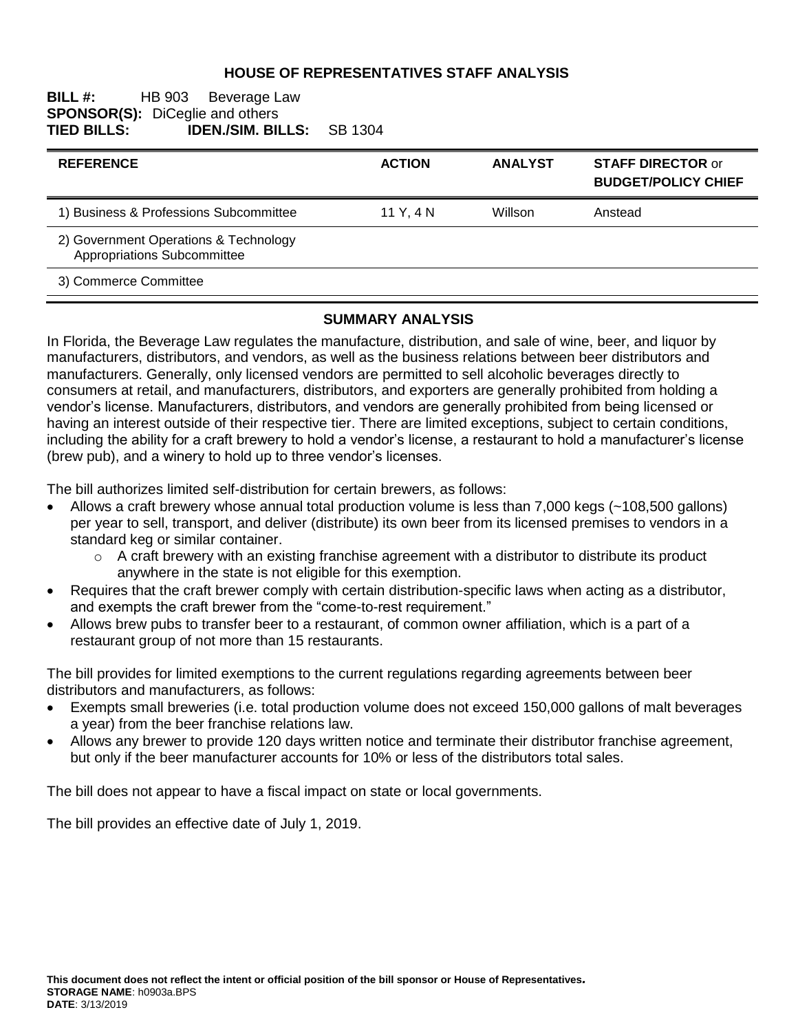# HOUSE OF REPRESENTATIVES STAFF ANALYSIS

**BILL #:** HB 903 Beverage Law
**SPONSOR(S):** DiCeglie and others
**TIED BILLS:** **IDEN./SIM. BILLS:** SB 1304

| REFERENCE | ACTION | ANALYST | STAFF DIRECTOR or BUDGET/POLICY CHIEF |
|---|---|---|---|
| 1) Business & Professions Subcommittee | 11 Y, 4 N | Willson | Anstead |
| 2) Government Operations & Technology Appropriations Subcommittee | | | |
| 3) Commerce Committee | | | |

## SUMMARY ANALYSIS

In Florida, the Beverage Law regulates the manufacture, distribution, and sale of wine, beer, and liquor by manufacturers, distributors, and vendors, as well as the business relations between beer distributors and manufacturers. Generally, only licensed vendors are permitted to sell alcoholic beverages directly to consumers at retail, and manufacturers, distributors, and exporters are generally prohibited from holding a vendor's license. Manufacturers, distributors, and vendors are generally prohibited from being licensed or having an interest outside of their respective tier. There are limited exceptions, subject to certain conditions, including the ability for a craft brewery to hold a vendor's license, a restaurant to hold a manufacturer's license (brew pub), and a winery to hold up to three vendor's licenses.

The bill authorizes limited self-distribution for certain brewers, as follows:

- Allows a craft brewery whose annual total production volume is less than 7,000 kegs (~108,500 gallons) per year to sell, transport, and deliver (distribute) its own beer from its licensed premises to vendors in a standard keg or similar container.
  - A craft brewery with an existing franchise agreement with a distributor to distribute its product anywhere in the state is not eligible for this exemption.
- Requires that the craft brewer comply with certain distribution-specific laws when acting as a distributor, and exempts the craft brewer from the "come-to-rest requirement."
- Allows brew pubs to transfer beer to a restaurant, of common owner affiliation, which is a part of a restaurant group of not more than 15 restaurants.

The bill provides for limited exemptions to the current regulations regarding agreements between beer distributors and manufacturers, as follows:

- Exempts small breweries (i.e. total production volume does not exceed 150,000 gallons of malt beverages a year) from the beer franchise relations law.
- Allows any brewer to provide 120 days written notice and terminate their distributor franchise agreement, but only if the beer manufacturer accounts for 10% or less of the distributors total sales.

The bill does not appear to have a fiscal impact on state or local governments.

The bill provides an effective date of July 1, 2019.

**This document does not reflect the intent or official position of the bill sponsor or House of Representatives.**
**STORAGE NAME**: h0903a.BPS
**DATE**: 3/13/2019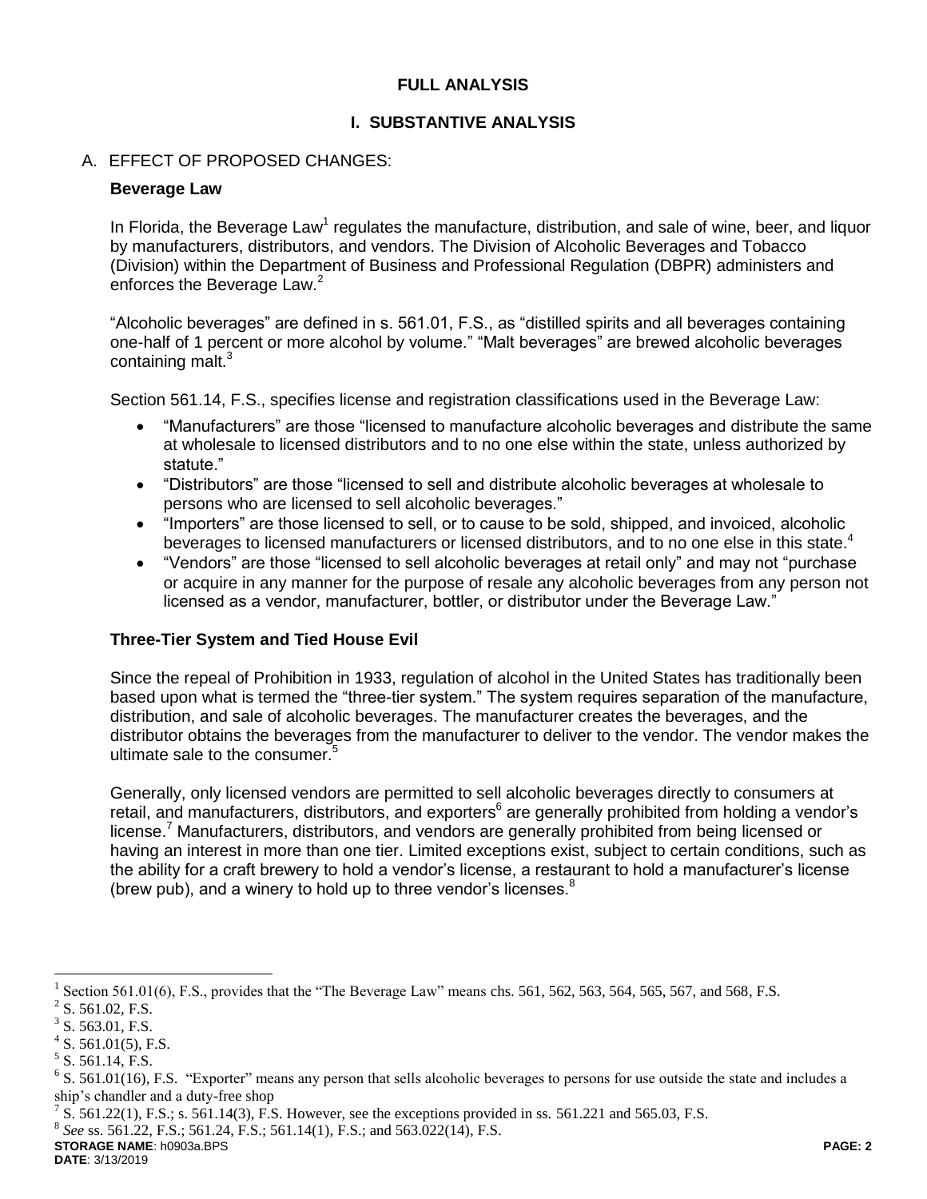## FULL ANALYSIS

## I. SUBSTANTIVE ANALYSIS

### A. EFFECT OF PROPOSED CHANGES:

**Beverage Law**

In Florida, the Beverage Law[1] regulates the manufacture, distribution, and sale of wine, beer, and liquor by manufacturers, distributors, and vendors. The Division of Alcoholic Beverages and Tobacco (Division) within the Department of Business and Professional Regulation (DBPR) administers and enforces the Beverage Law.[2]

"Alcoholic beverages" are defined in s. 561.01, F.S., as "distilled spirits and all beverages containing one-half of 1 percent or more alcohol by volume." "Malt beverages" are brewed alcoholic beverages containing malt.[3]

Section 561.14, F.S., specifies license and registration classifications used in the Beverage Law:

- "Manufacturers" are those "licensed to manufacture alcoholic beverages and distribute the same at wholesale to licensed distributors and to no one else within the state, unless authorized by statute."
- "Distributors" are those "licensed to sell and distribute alcoholic beverages at wholesale to persons who are licensed to sell alcoholic beverages."
- "Importers" are those licensed to sell, or to cause to be sold, shipped, and invoiced, alcoholic beverages to licensed manufacturers or licensed distributors, and to no one else in this state.[4]
- "Vendors" are those "licensed to sell alcoholic beverages at retail only" and may not "purchase or acquire in any manner for the purpose of resale any alcoholic beverages from any person not licensed as a vendor, manufacturer, bottler, or distributor under the Beverage Law."

**Three-Tier System and Tied House Evil**

Since the repeal of Prohibition in 1933, regulation of alcohol in the United States has traditionally been based upon what is termed the "three-tier system." The system requires separation of the manufacture, distribution, and sale of alcoholic beverages. The manufacturer creates the beverages, and the distributor obtains the beverages from the manufacturer to deliver to the vendor. The vendor makes the ultimate sale to the consumer.[5]

Generally, only licensed vendors are permitted to sell alcoholic beverages directly to consumers at retail, and manufacturers, distributors, and exporters[6] are generally prohibited from holding a vendor's license.[7] Manufacturers, distributors, and vendors are generally prohibited from being licensed or having an interest in more than one tier. Limited exceptions exist, subject to certain conditions, such as the ability for a craft brewery to hold a vendor's license, a restaurant to hold a manufacturer's license (brew pub), and a winery to hold up to three vendor's licenses.[8]

---

[1] Section 561.01(6), F.S., provides that the "The Beverage Law" means chs. 561, 562, 563, 564, 565, 567, and 568, F.S.

[2] S. 561.02, F.S.

[3] S. 563.01, F.S.

[4] S. 561.01(5), F.S.

[5] S. 561.14, F.S.

[6] S. 561.01(16), F.S. "Exporter" means any person that sells alcoholic beverages to persons for use outside the state and includes a ship's chandler and a duty-free shop

[7] S. 561.22(1), F.S.; s. 561.14(3), F.S. However, see the exceptions provided in ss. 561.221 and 565.03, F.S.

[8] *See* ss. 561.22, F.S.; 561.24, F.S.; 561.14(1), F.S.; and 563.022(14), F.S.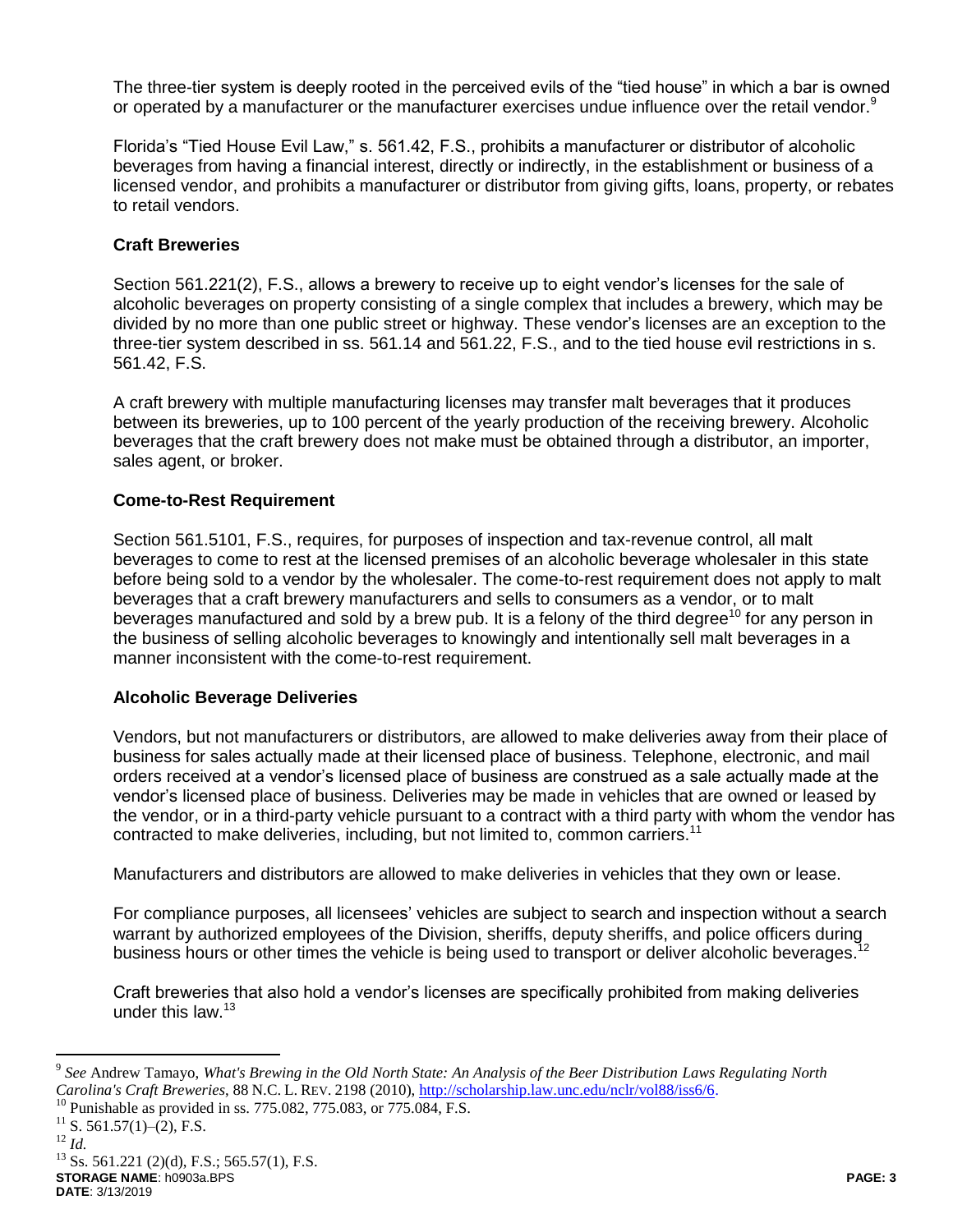The three-tier system is deeply rooted in the perceived evils of the "tied house" in which a bar is owned or operated by a manufacturer or the manufacturer exercises undue influence over the retail vendor.[9]

Florida's "Tied House Evil Law," s. 561.42, F.S., prohibits a manufacturer or distributor of alcoholic beverages from having a financial interest, directly or indirectly, in the establishment or business of a licensed vendor, and prohibits a manufacturer or distributor from giving gifts, loans, property, or rebates to retail vendors.

**Craft Breweries**

Section 561.221(2), F.S., allows a brewery to receive up to eight vendor's licenses for the sale of alcoholic beverages on property consisting of a single complex that includes a brewery, which may be divided by no more than one public street or highway. These vendor's licenses are an exception to the three-tier system described in ss. 561.14 and 561.22, F.S., and to the tied house evil restrictions in s. 561.42, F.S.

A craft brewery with multiple manufacturing licenses may transfer malt beverages that it produces between its breweries, up to 100 percent of the yearly production of the receiving brewery. Alcoholic beverages that the craft brewery does not make must be obtained through a distributor, an importer, sales agent, or broker.

**Come-to-Rest Requirement**

Section 561.5101, F.S., requires, for purposes of inspection and tax-revenue control, all malt beverages to come to rest at the licensed premises of an alcoholic beverage wholesaler in this state before being sold to a vendor by the wholesaler. The come-to-rest requirement does not apply to malt beverages that a craft brewery manufacturers and sells to consumers as a vendor, or to malt beverages manufactured and sold by a brew pub. It is a felony of the third degree[10] for any person in the business of selling alcoholic beverages to knowingly and intentionally sell malt beverages in a manner inconsistent with the come-to-rest requirement.

**Alcoholic Beverage Deliveries**

Vendors, but not manufacturers or distributors, are allowed to make deliveries away from their place of business for sales actually made at their licensed place of business. Telephone, electronic, and mail orders received at a vendor's licensed place of business are construed as a sale actually made at the vendor's licensed place of business. Deliveries may be made in vehicles that are owned or leased by the vendor, or in a third-party vehicle pursuant to a contract with a third party with whom the vendor has contracted to make deliveries, including, but not limited to, common carriers.[11]

Manufacturers and distributors are allowed to make deliveries in vehicles that they own or lease.

For compliance purposes, all licensees' vehicles are subject to search and inspection without a search warrant by authorized employees of the Division, sheriffs, deputy sheriffs, and police officers during business hours or other times the vehicle is being used to transport or deliver alcoholic beverages.[12]

Craft breweries that also hold a vendor's licenses are specifically prohibited from making deliveries under this law.[13]

---

[9] *See* Andrew Tamayo, *What's Brewing in the Old North State: An Analysis of the Beer Distribution Laws Regulating North Carolina's Craft Breweries*, 88 N.C. L. REV. 2198 (2010), http://scholarship.law.unc.edu/nclr/vol88/iss6/6.

[10] Punishable as provided in ss. 775.082, 775.083, or 775.084, F.S.

[11] S. 561.57(1)–(2), F.S.

[12] *Id.*

[13] Ss. 561.221 (2)(d), F.S.; 565.57(1), F.S.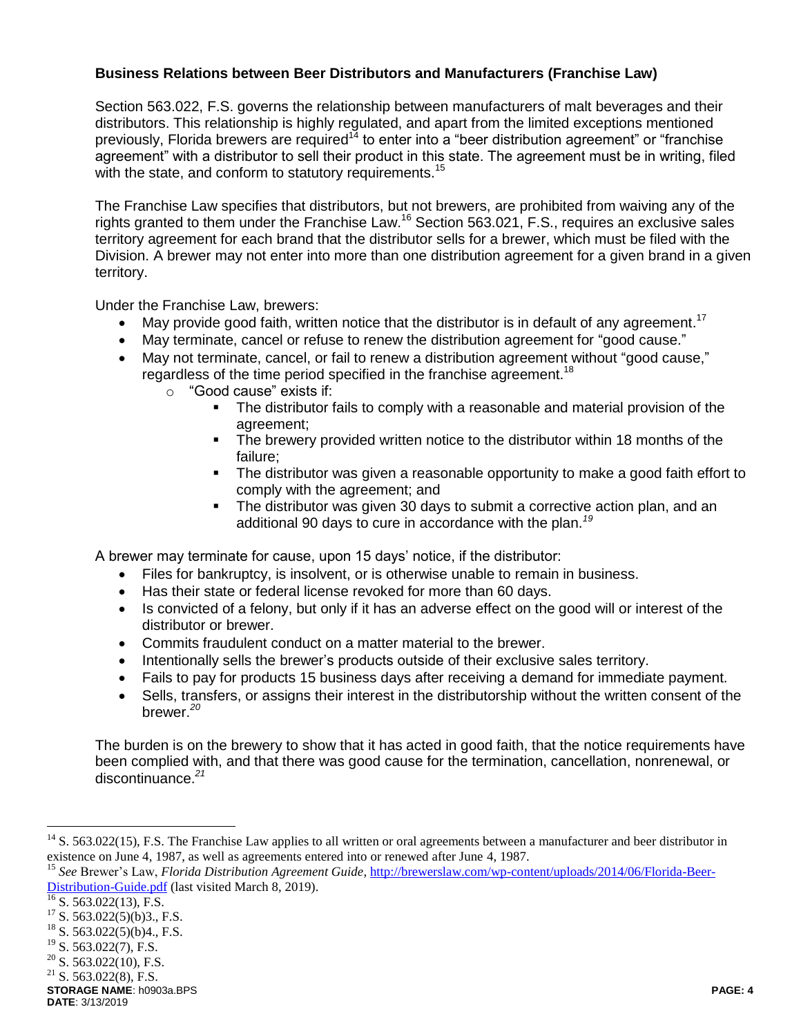**Business Relations between Beer Distributors and Manufacturers (Franchise Law)**

Section 563.022, F.S. governs the relationship between manufacturers of malt beverages and their distributors. This relationship is highly regulated, and apart from the limited exceptions mentioned previously, Florida brewers are required[14] to enter into a "beer distribution agreement" or "franchise agreement" with a distributor to sell their product in this state. The agreement must be in writing, filed with the state, and conform to statutory requirements.[15]

The Franchise Law specifies that distributors, but not brewers, are prohibited from waiving any of the rights granted to them under the Franchise Law.[16] Section 563.021, F.S., requires an exclusive sales territory agreement for each brand that the distributor sells for a brewer, which must be filed with the Division. A brewer may not enter into more than one distribution agreement for a given brand in a given territory.

Under the Franchise Law, brewers:

- May provide good faith, written notice that the distributor is in default of any agreement.[17]
- May terminate, cancel or refuse to renew the distribution agreement for "good cause."
- May not terminate, cancel, or fail to renew a distribution agreement without "good cause," regardless of the time period specified in the franchise agreement.[18]
  - "Good cause" exists if:
    - The distributor fails to comply with a reasonable and material provision of the agreement;
    - The brewery provided written notice to the distributor within 18 months of the failure;
    - The distributor was given a reasonable opportunity to make a good faith effort to comply with the agreement; and
    - The distributor was given 30 days to submit a corrective action plan, and an additional 90 days to cure in accordance with the plan.[19]

A brewer may terminate for cause, upon 15 days' notice, if the distributor:

- Files for bankruptcy, is insolvent, or is otherwise unable to remain in business.
- Has their state or federal license revoked for more than 60 days.
- Is convicted of a felony, but only if it has an adverse effect on the good will or interest of the distributor or brewer.
- Commits fraudulent conduct on a matter material to the brewer.
- Intentionally sells the brewer's products outside of their exclusive sales territory.
- Fails to pay for products 15 business days after receiving a demand for immediate payment.
- Sells, transfers, or assigns their interest in the distributorship without the written consent of the brewer.[20]

The burden is on the brewery to show that it has acted in good faith, that the notice requirements have been complied with, and that there was good cause for the termination, cancellation, nonrenewal, or discontinuance.[21]

---

[14] S. 563.022(15), F.S. The Franchise Law applies to all written or oral agreements between a manufacturer and beer distributor in existence on June 4, 1987, as well as agreements entered into or renewed after June 4, 1987.

[15] *See* Brewer's Law, *Florida Distribution Agreement Guide,* http://brewerslaw.com/wp-content/uploads/2014/06/Florida-Beer-Distribution-Guide.pdf (last visited March 8, 2019).

[16] S. 563.022(13), F.S.

[17] S. 563.022(5)(b)3., F.S.

[18] S. 563.022(5)(b)4., F.S.

[19] S. 563.022(7), F.S.

[20] S. 563.022(10), F.S.

[21] S. 563.022(8), F.S.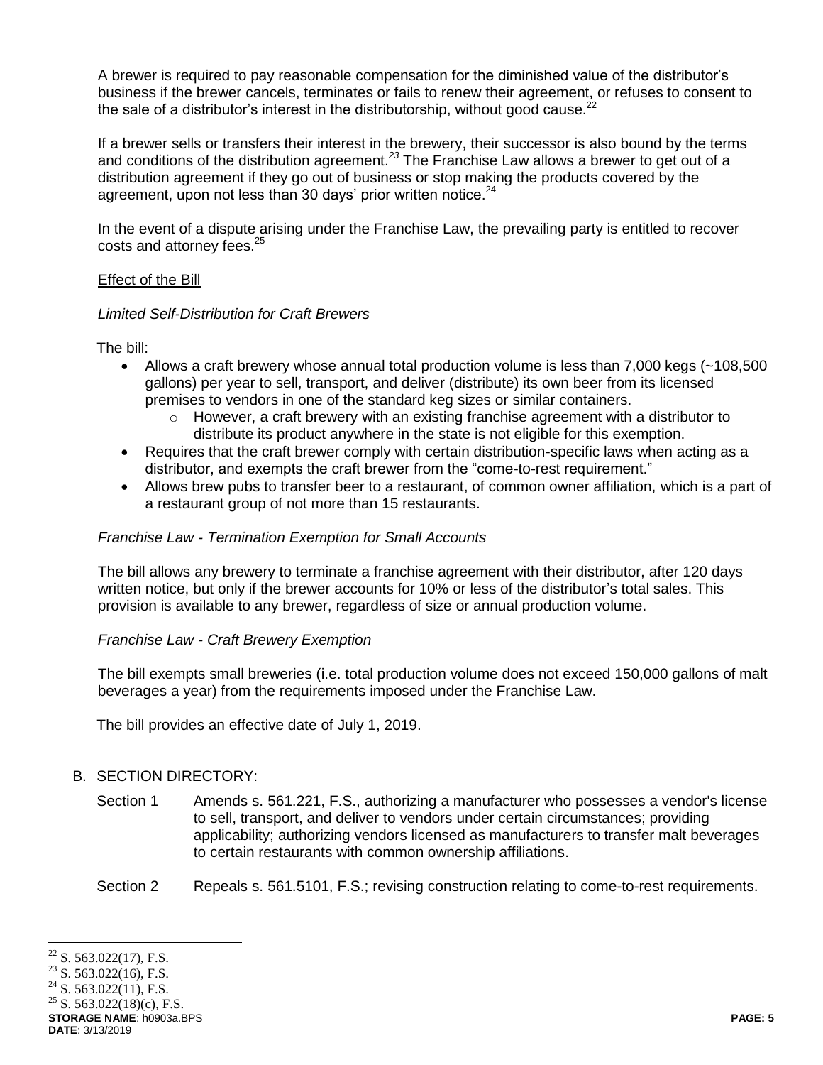A brewer is required to pay reasonable compensation for the diminished value of the distributor's business if the brewer cancels, terminates or fails to renew their agreement, or refuses to consent to the sale of a distributor's interest in the distributorship, without good cause.[22]

If a brewer sells or transfers their interest in the brewery, their successor is also bound by the terms and conditions of the distribution agreement.[23] The Franchise Law allows a brewer to get out of a distribution agreement if they go out of business or stop making the products covered by the agreement, upon not less than 30 days' prior written notice.[24]

In the event of a dispute arising under the Franchise Law, the prevailing party is entitled to recover costs and attorney fees.[25]

<u>Effect of the Bill</u>

*Limited Self-Distribution for Craft Brewers*

The bill:

- Allows a craft brewery whose annual total production volume is less than 7,000 kegs (~108,500 gallons) per year to sell, transport, and deliver (distribute) its own beer from its licensed premises to vendors in one of the standard keg sizes or similar containers.
    - However, a craft brewery with an existing franchise agreement with a distributor to distribute its product anywhere in the state is not eligible for this exemption.
- Requires that the craft brewer comply with certain distribution-specific laws when acting as a distributor, and exempts the craft brewer from the "come-to-rest requirement."
- Allows brew pubs to transfer beer to a restaurant, of common owner affiliation, which is a part of a restaurant group of not more than 15 restaurants.

*Franchise Law - Termination Exemption for Small Accounts*

The bill allows <u>any</u> brewery to terminate a franchise agreement with their distributor, after 120 days written notice, but only if the brewer accounts for 10% or less of the distributor's total sales. This provision is available to <u>any</u> brewer, regardless of size or annual production volume.

*Franchise Law - Craft Brewery Exemption*

The bill exempts small breweries (i.e. total production volume does not exceed 150,000 gallons of malt beverages a year) from the requirements imposed under the Franchise Law.

The bill provides an effective date of July 1, 2019.

B. SECTION DIRECTORY:

Section 1 Amends s. 561.221, F.S., authorizing a manufacturer who possesses a vendor's license to sell, transport, and deliver to vendors under certain circumstances; providing applicability; authorizing vendors licensed as manufacturers to transfer malt beverages to certain restaurants with common ownership affiliations.

Section 2 Repeals s. 561.5101, F.S.; revising construction relating to come-to-rest requirements.

---

[22] S. 563.022(17), F.S.
[23] S. 563.022(16), F.S.
[24] S. 563.022(11), F.S.
[25] S. 563.022(18)(c), F.S.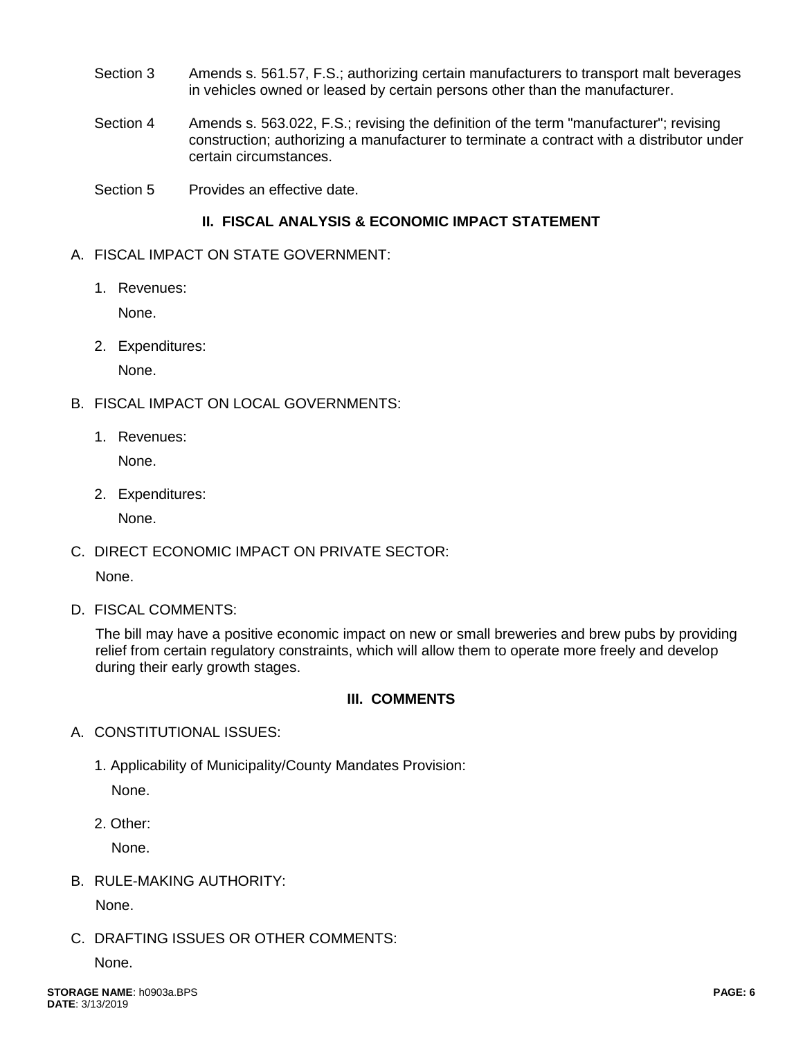Section 3 Amends s. 561.57, F.S.; authorizing certain manufacturers to transport malt beverages in vehicles owned or leased by certain persons other than the manufacturer.

Section 4 Amends s. 563.022, F.S.; revising the definition of the term "manufacturer"; revising construction; authorizing a manufacturer to terminate a contract with a distributor under certain circumstances.

Section 5 Provides an effective date.

## II. FISCAL ANALYSIS & ECONOMIC IMPACT STATEMENT

A. FISCAL IMPACT ON STATE GOVERNMENT:

1. Revenues:

   None.

2. Expenditures:

   None.

B. FISCAL IMPACT ON LOCAL GOVERNMENTS:

1. Revenues:

   None.

2. Expenditures:

   None.

C. DIRECT ECONOMIC IMPACT ON PRIVATE SECTOR:

   None.

D. FISCAL COMMENTS:

   The bill may have a positive economic impact on new or small breweries and brew pubs by providing relief from certain regulatory constraints, which will allow them to operate more freely and develop during their early growth stages.

## III. COMMENTS

A. CONSTITUTIONAL ISSUES:

1. Applicability of Municipality/County Mandates Provision:

   None.

2. Other:

   None.

B. RULE-MAKING AUTHORITY:

   None.

C. DRAFTING ISSUES OR OTHER COMMENTS:

   None.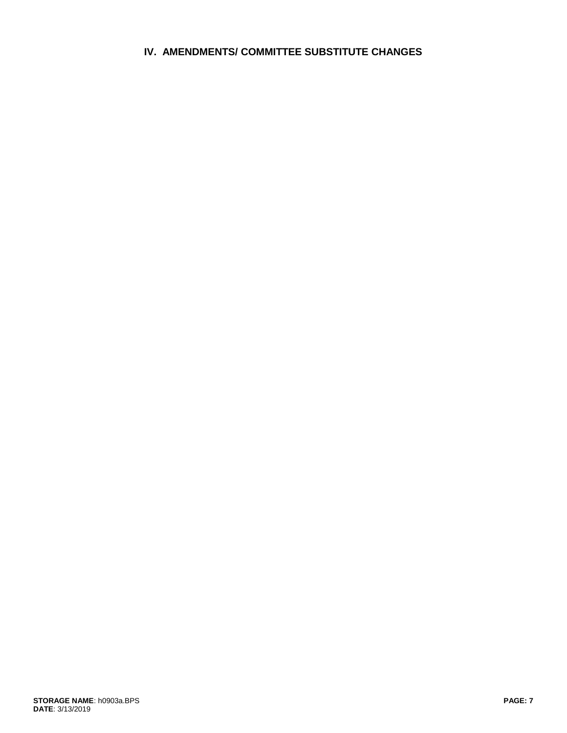## IV. AMENDMENTS/ COMMITTEE SUBSTITUTE CHANGES